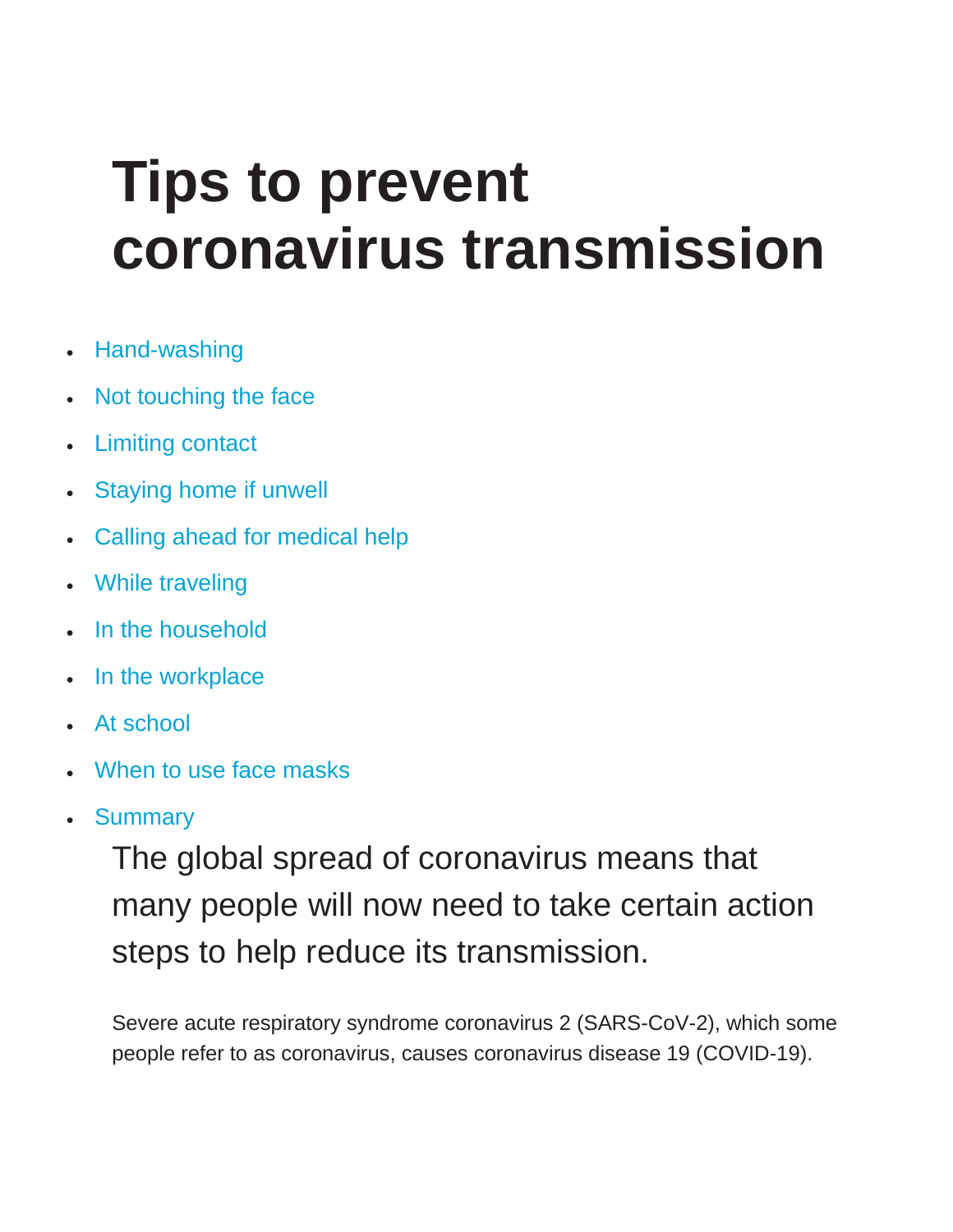# Tips to prevent coronavirus transmission

- Hand-washing
- Not touching the face
- Limiting contact
- Staying home if unwell
- Calling ahead for medical help
- While traveling
- In the household
- In the workplace
- At school
- When to use face masks
- Summary

The global spread of coronavirus means that many people will now need to take certain action steps to help reduce its transmission.

Severe acute respiratory syndrome coronavirus 2 (SARS-CoV-2), which some people refer to as coronavirus, causes coronavirus disease 19 (COVID-19).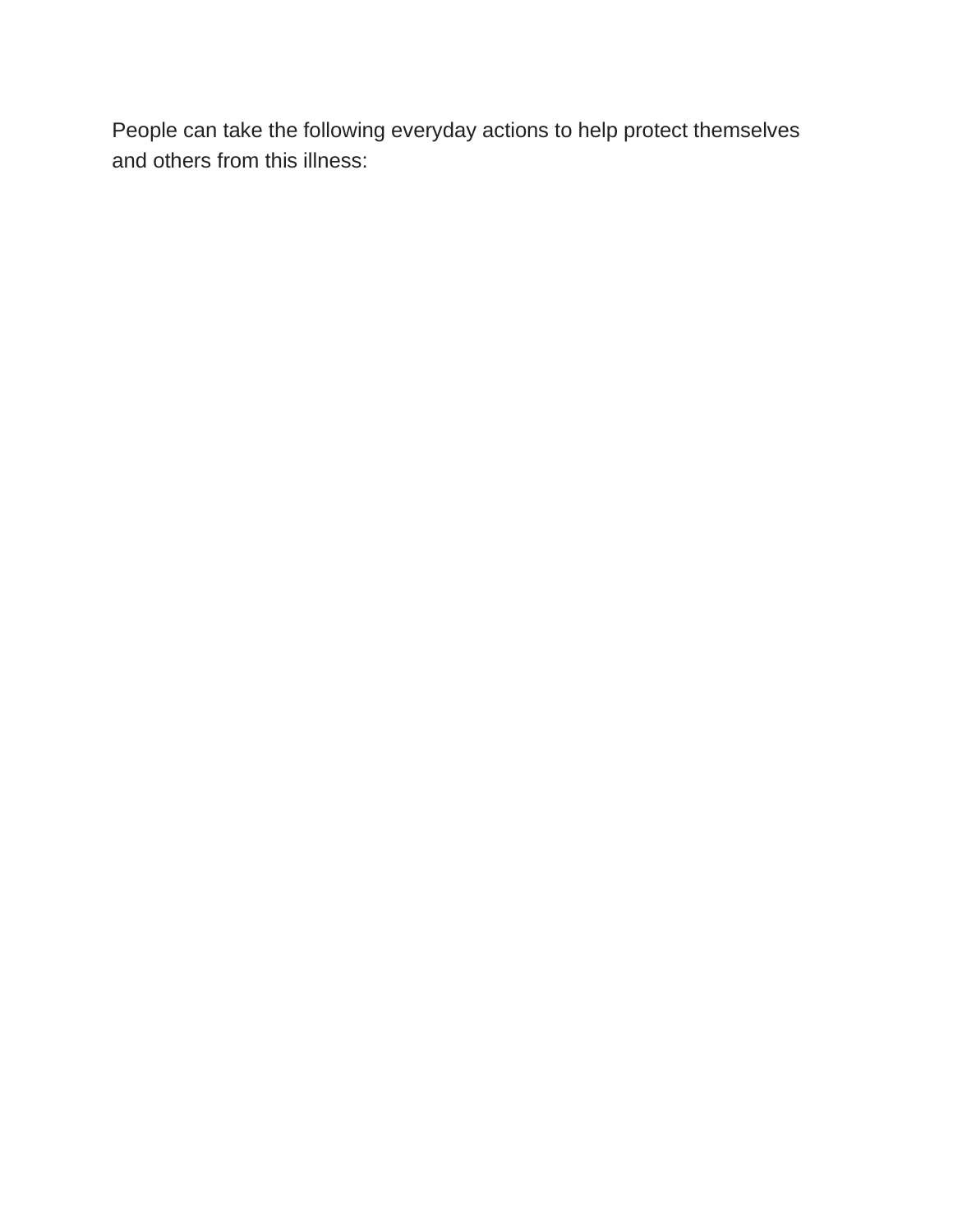People can take the following everyday actions to help protect themselves and others from this illness: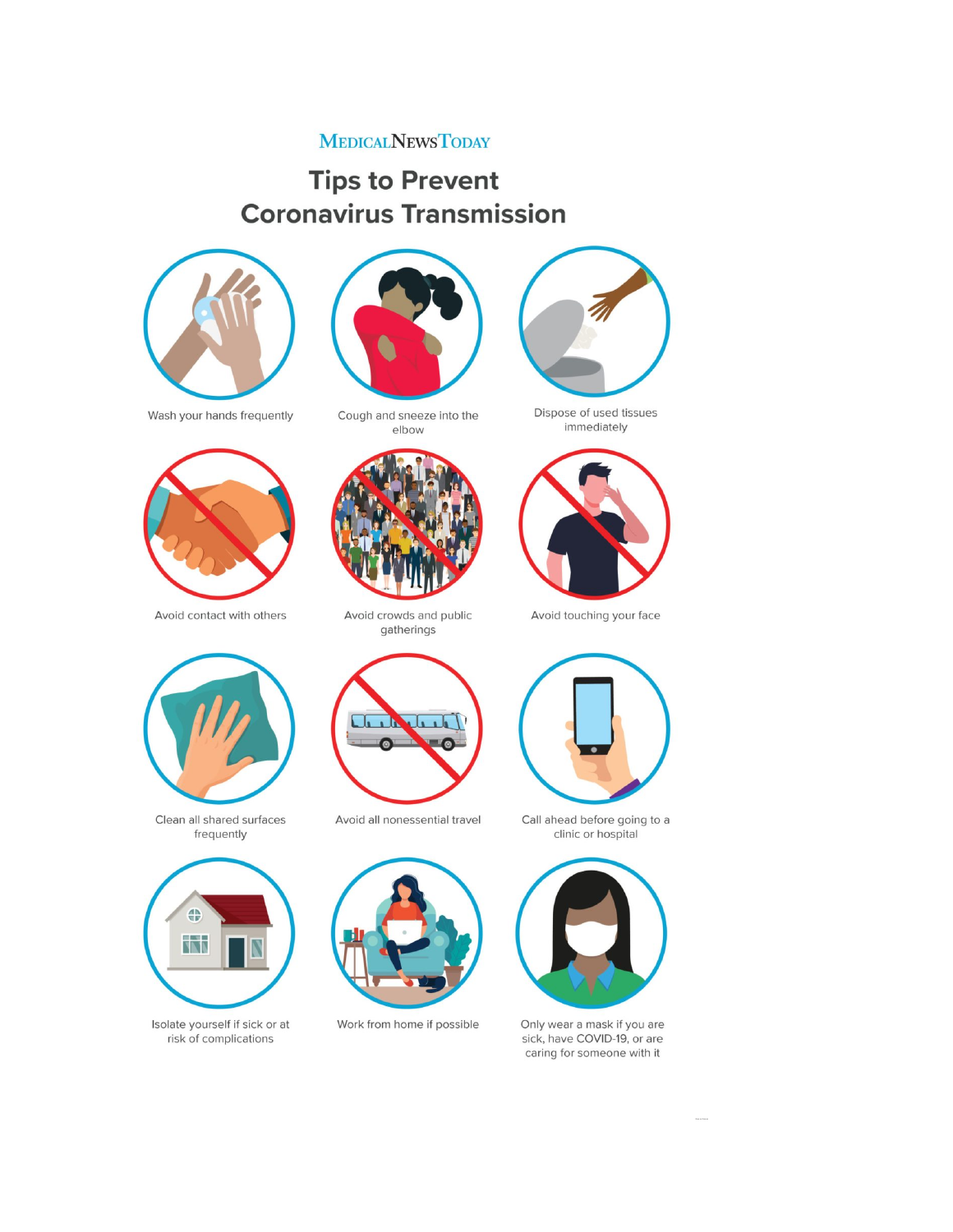MEDICALNEWSTODAY

# Tips to Prevent Coronavirus Transmission

Wash your hands frequently

Cough and sneeze into the elbow

Dispose of used tissues immediately

Avoid contact with others

Avoid crowds and public gatherings

Avoid touching your face

Clean all shared surfaces frequently

Avoid all nonessential travel

Call ahead before going to a clinic or hospital

Isolate yourself if sick or at risk of complications

Work from home if possible

Only wear a mask if you are sick, have COVID-19, or are caring for someone with it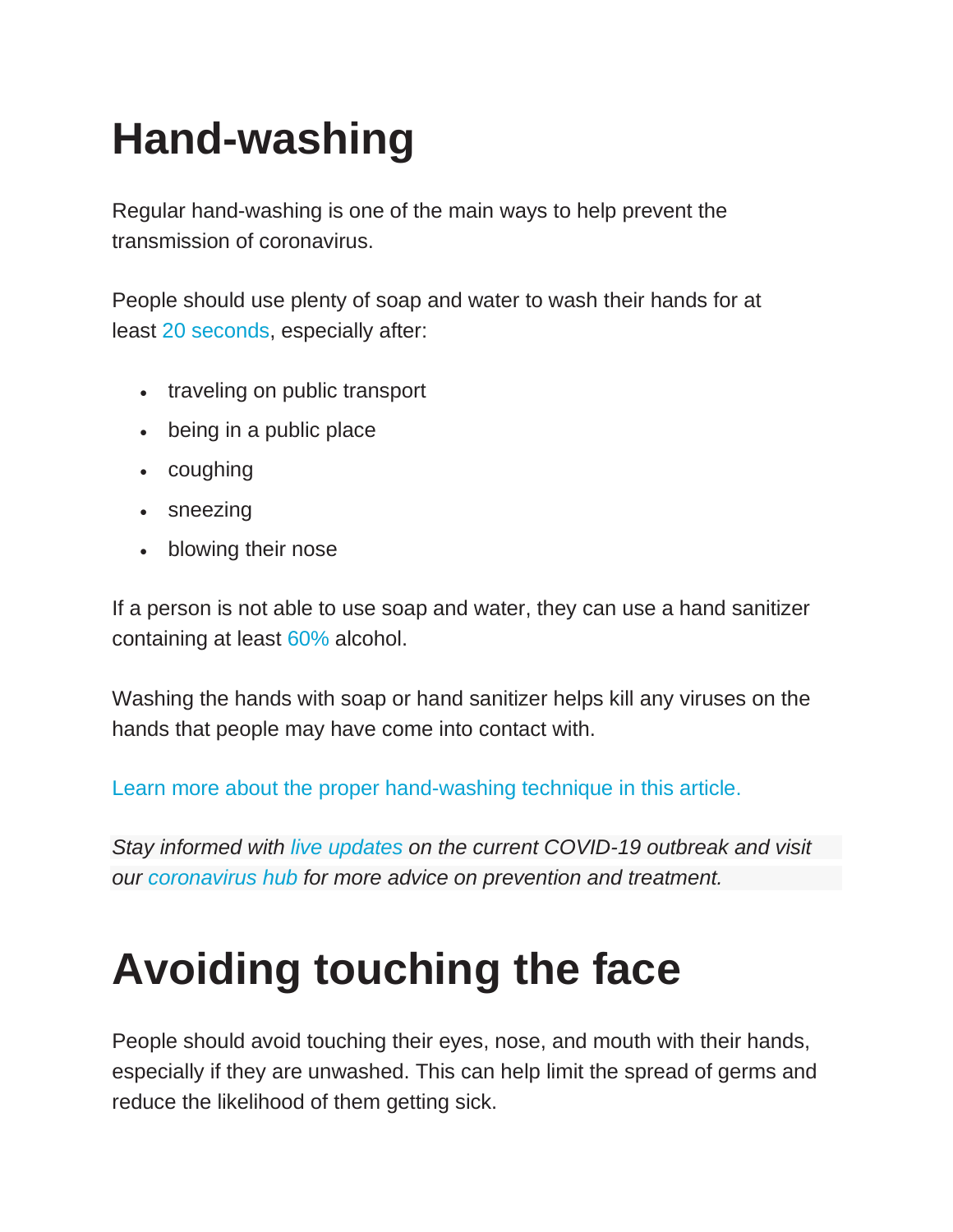# Hand-washing

Regular hand-washing is one of the main ways to help prevent the transmission of coronavirus.

People should use plenty of soap and water to wash their hands for at least 20 seconds, especially after:

- traveling on public transport
- being in a public place
- coughing
- sneezing
- blowing their nose

If a person is not able to use soap and water, they can use a hand sanitizer containing at least 60% alcohol.

Washing the hands with soap or hand sanitizer helps kill any viruses on the hands that people may have come into contact with.

Learn more about the proper hand-washing technique in this article.

*Stay informed with live updates on the current COVID-19 outbreak and visit our coronavirus hub for more advice on prevention and treatment.*

# Avoiding touching the face

People should avoid touching their eyes, nose, and mouth with their hands, especially if they are unwashed. This can help limit the spread of germs and reduce the likelihood of them getting sick.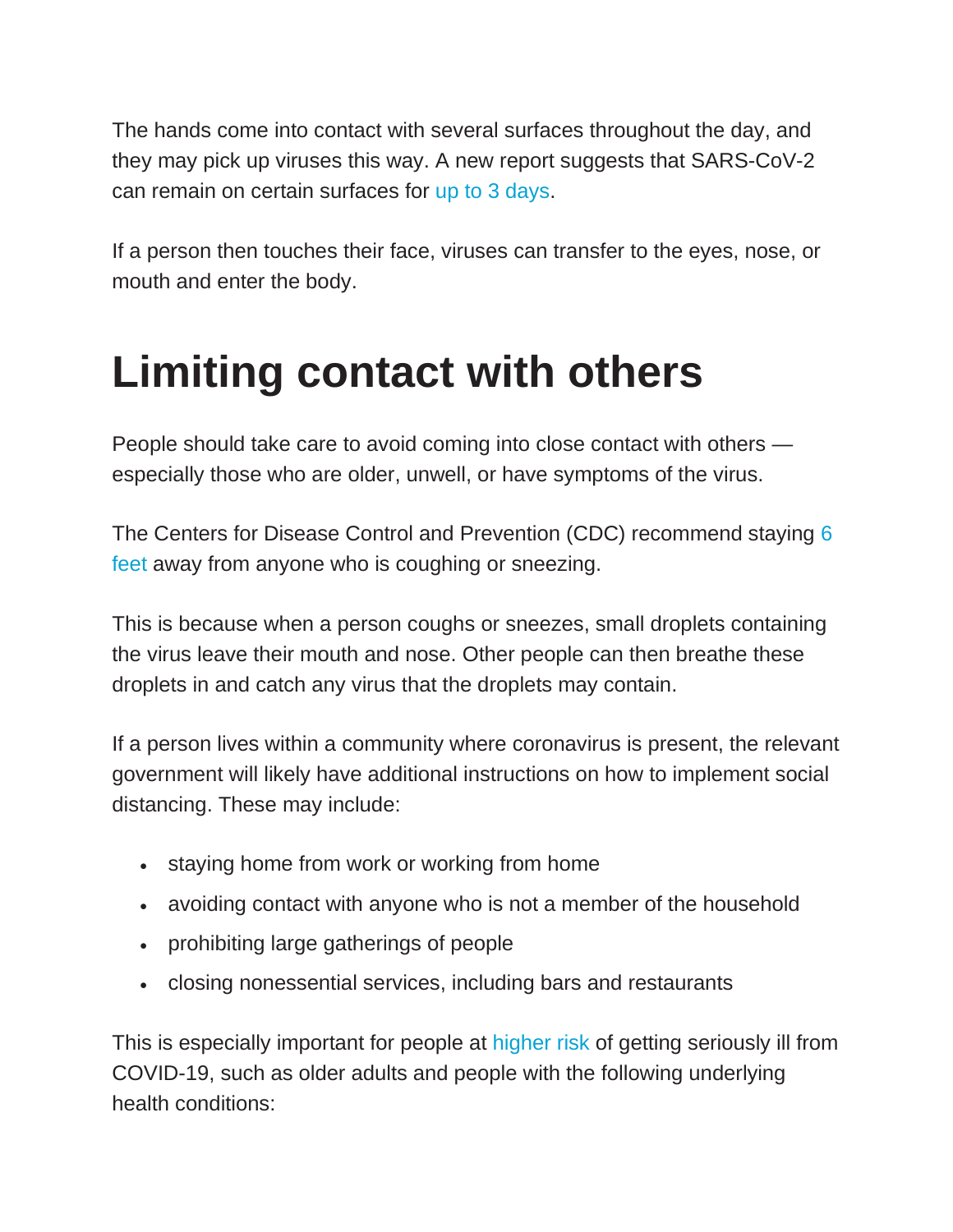The hands come into contact with several surfaces throughout the day, and they may pick up viruses this way. A new report suggests that SARS-CoV-2 can remain on certain surfaces for up to 3 days.

If a person then touches their face, viruses can transfer to the eyes, nose, or mouth and enter the body.

# Limiting contact with others

People should take care to avoid coming into close contact with others — especially those who are older, unwell, or have symptoms of the virus.

The Centers for Disease Control and Prevention (CDC) recommend staying 6 feet away from anyone who is coughing or sneezing.

This is because when a person coughs or sneezes, small droplets containing the virus leave their mouth and nose. Other people can then breathe these droplets in and catch any virus that the droplets may contain.

If a person lives within a community where coronavirus is present, the relevant government will likely have additional instructions on how to implement social distancing. These may include:

- staying home from work or working from home
- avoiding contact with anyone who is not a member of the household
- prohibiting large gatherings of people
- closing nonessential services, including bars and restaurants

This is especially important for people at higher risk of getting seriously ill from COVID-19, such as older adults and people with the following underlying health conditions: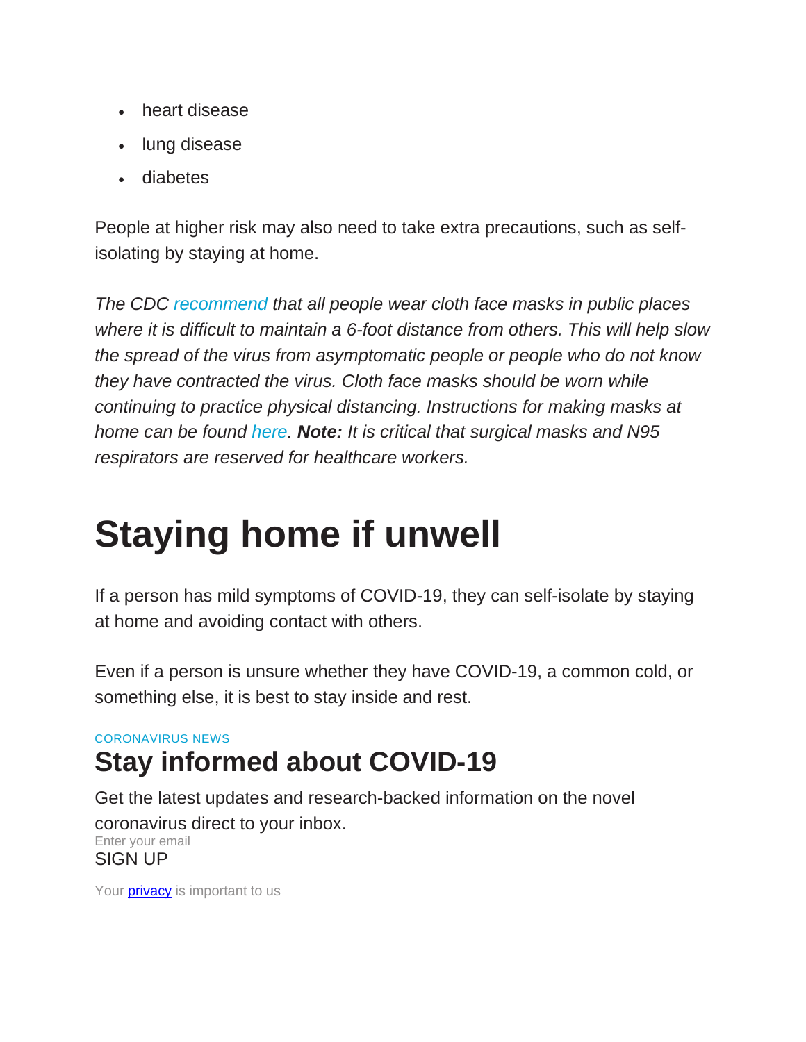- heart disease
- lung disease
- diabetes

People at higher risk may also need to take extra precautions, such as self-isolating by staying at home.

*The CDC recommend that all people wear cloth face masks in public places where it is difficult to maintain a 6-foot distance from others. This will help slow the spread of the virus from asymptomatic people or people who do not know they have contracted the virus. Cloth face masks should be worn while continuing to practice physical distancing. Instructions for making masks at home can be found here.* ***Note:*** *It is critical that surgical masks and N95 respirators are reserved for healthcare workers.*

# Staying home if unwell

If a person has mild symptoms of COVID-19, they can self-isolate by staying at home and avoiding contact with others.

Even if a person is unsure whether they have COVID-19, a common cold, or something else, it is best to stay inside and rest.

CORONAVIRUS NEWS

## Stay informed about COVID-19

Get the latest updates and research-backed information on the novel coronavirus direct to your inbox.

Enter your email

SIGN UP

Your privacy is important to us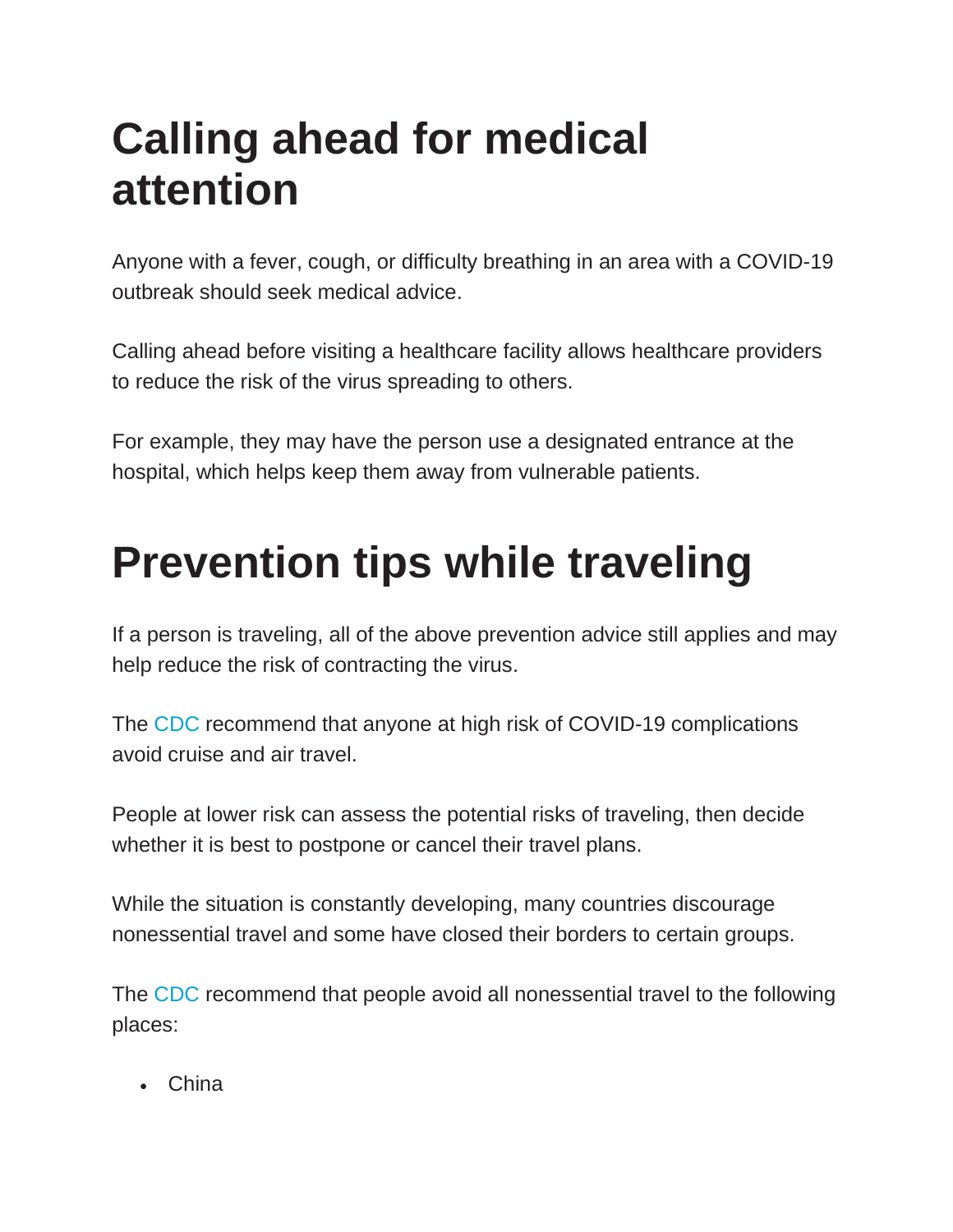# Calling ahead for medical attention

Anyone with a fever, cough, or difficulty breathing in an area with a COVID-19 outbreak should seek medical advice.

Calling ahead before visiting a healthcare facility allows healthcare providers to reduce the risk of the virus spreading to others.

For example, they may have the person use a designated entrance at the hospital, which helps keep them away from vulnerable patients.

# Prevention tips while traveling

If a person is traveling, all of the above prevention advice still applies and may help reduce the risk of contracting the virus.

The CDC recommend that anyone at high risk of COVID-19 complications avoid cruise and air travel.

People at lower risk can assess the potential risks of traveling, then decide whether it is best to postpone or cancel their travel plans.

While the situation is constantly developing, many countries discourage nonessential travel and some have closed their borders to certain groups.

The CDC recommend that people avoid all nonessential travel to the following places:

- China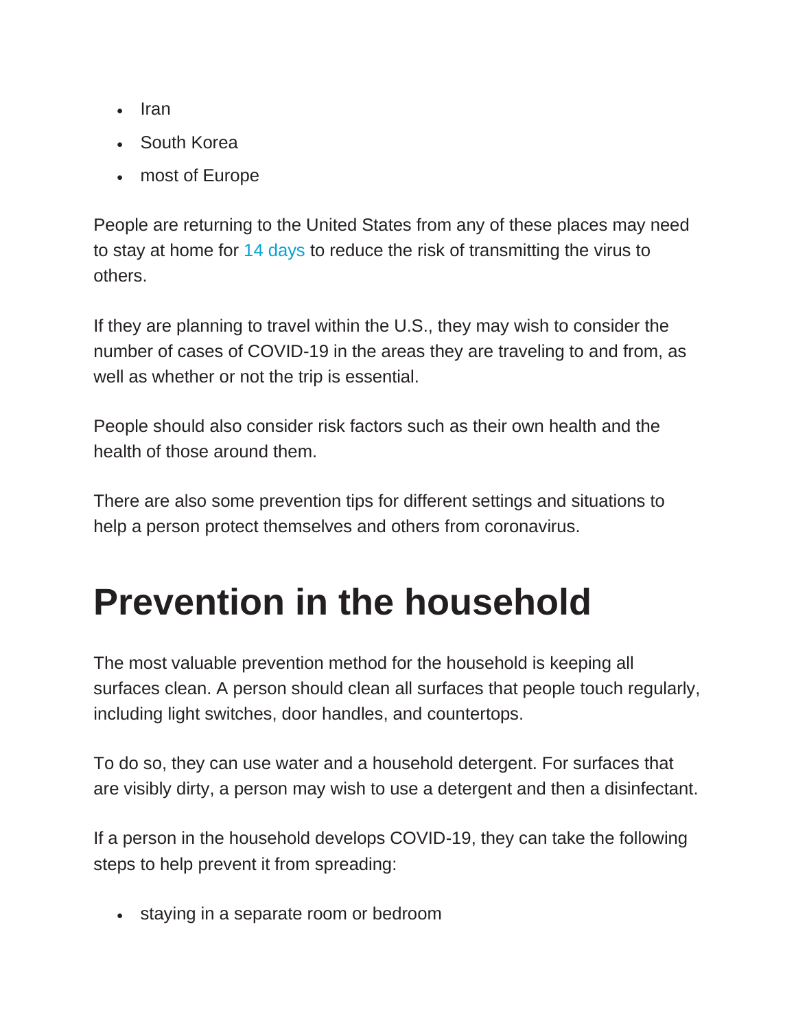- Iran
- South Korea
- most of Europe

People are returning to the United States from any of these places may need to stay at home for 14 days to reduce the risk of transmitting the virus to others.

If they are planning to travel within the U.S., they may wish to consider the number of cases of COVID-19 in the areas they are traveling to and from, as well as whether or not the trip is essential.

People should also consider risk factors such as their own health and the health of those around them.

There are also some prevention tips for different settings and situations to help a person protect themselves and others from coronavirus.

# Prevention in the household

The most valuable prevention method for the household is keeping all surfaces clean. A person should clean all surfaces that people touch regularly, including light switches, door handles, and countertops.

To do so, they can use water and a household detergent. For surfaces that are visibly dirty, a person may wish to use a detergent and then a disinfectant.

If a person in the household develops COVID-19, they can take the following steps to help prevent it from spreading:

- staying in a separate room or bedroom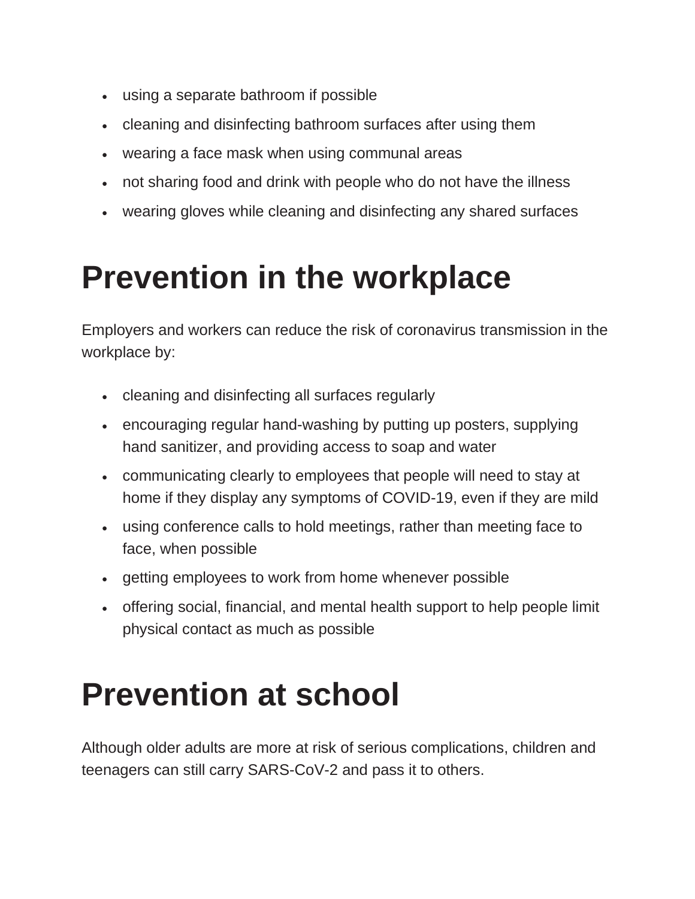- using a separate bathroom if possible
- cleaning and disinfecting bathroom surfaces after using them
- wearing a face mask when using communal areas
- not sharing food and drink with people who do not have the illness
- wearing gloves while cleaning and disinfecting any shared surfaces

# Prevention in the workplace

Employers and workers can reduce the risk of coronavirus transmission in the workplace by:

- cleaning and disinfecting all surfaces regularly
- encouraging regular hand-washing by putting up posters, supplying hand sanitizer, and providing access to soap and water
- communicating clearly to employees that people will need to stay at home if they display any symptoms of COVID-19, even if they are mild
- using conference calls to hold meetings, rather than meeting face to face, when possible
- getting employees to work from home whenever possible
- offering social, financial, and mental health support to help people limit physical contact as much as possible

# Prevention at school

Although older adults are more at risk of serious complications, children and teenagers can still carry SARS-CoV-2 and pass it to others.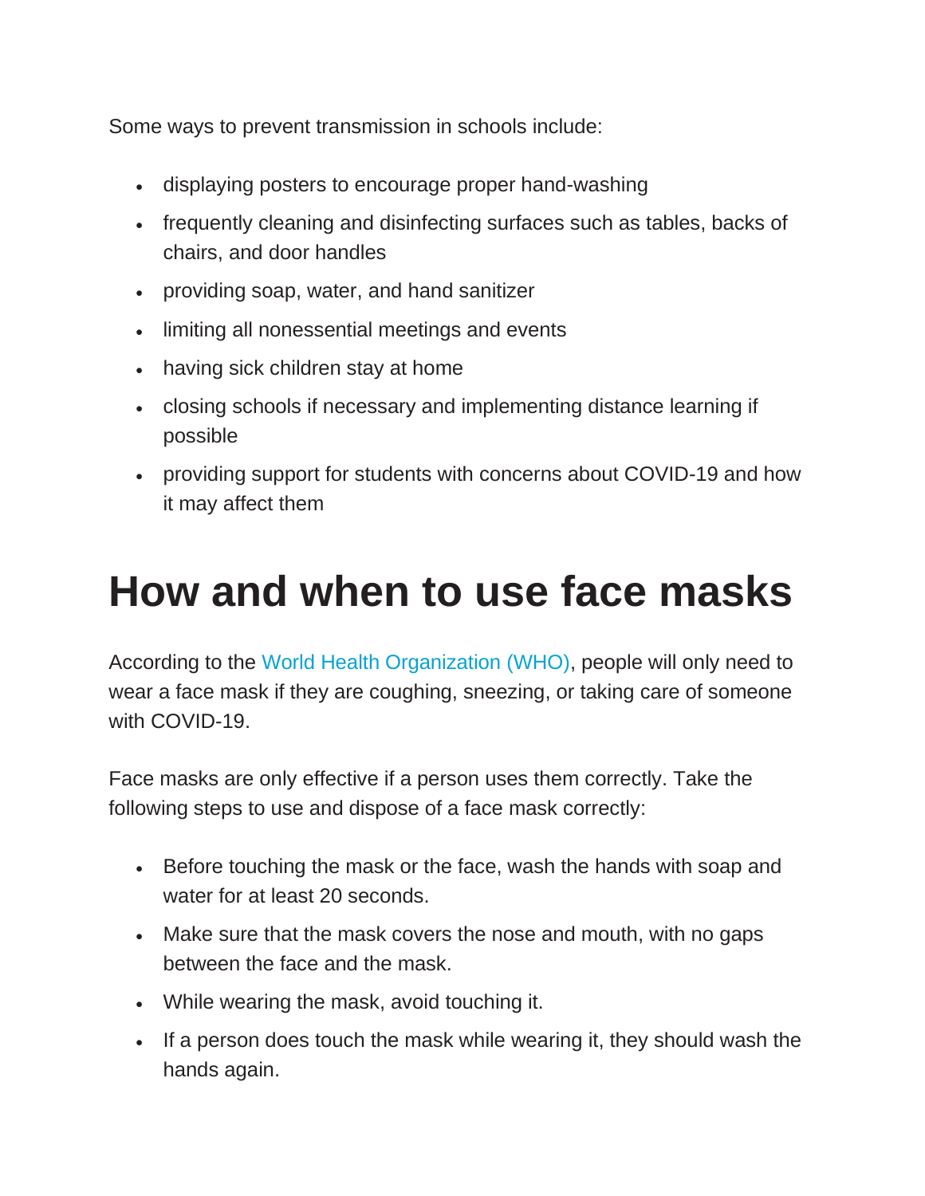Some ways to prevent transmission in schools include:

- displaying posters to encourage proper hand-washing
- frequently cleaning and disinfecting surfaces such as tables, backs of chairs, and door handles
- providing soap, water, and hand sanitizer
- limiting all nonessential meetings and events
- having sick children stay at home
- closing schools if necessary and implementing distance learning if possible
- providing support for students with concerns about COVID-19 and how it may affect them

# How and when to use face masks

According to the World Health Organization (WHO), people will only need to wear a face mask if they are coughing, sneezing, or taking care of someone with COVID-19.

Face masks are only effective if a person uses them correctly. Take the following steps to use and dispose of a face mask correctly:

- Before touching the mask or the face, wash the hands with soap and water for at least 20 seconds.
- Make sure that the mask covers the nose and mouth, with no gaps between the face and the mask.
- While wearing the mask, avoid touching it.
- If a person does touch the mask while wearing it, they should wash the hands again.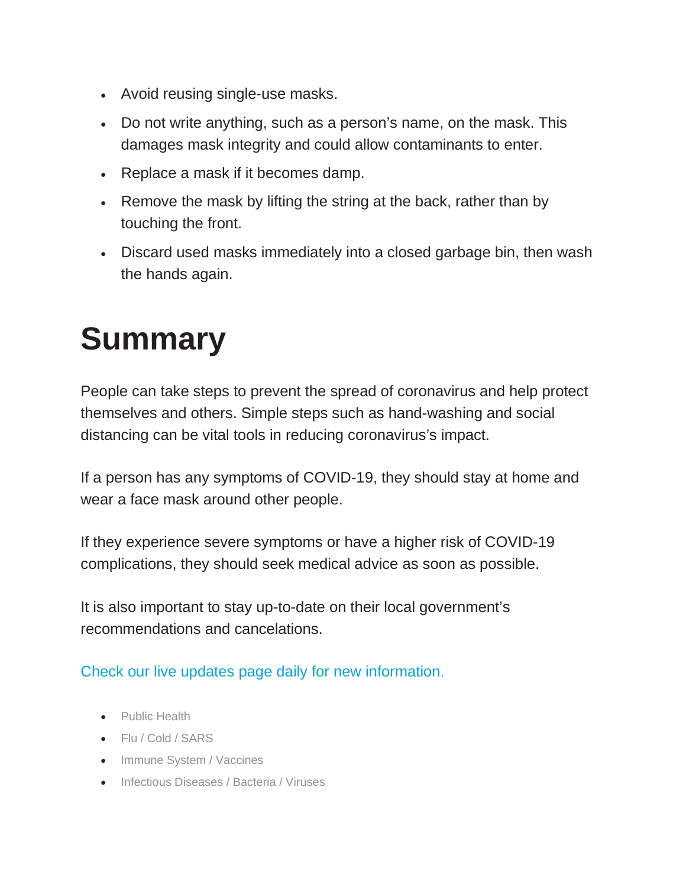- Avoid reusing single-use masks.
- Do not write anything, such as a person's name, on the mask. This damages mask integrity and could allow contaminants to enter.
- Replace a mask if it becomes damp.
- Remove the mask by lifting the string at the back, rather than by touching the front.
- Discard used masks immediately into a closed garbage bin, then wash the hands again.

# Summary

People can take steps to prevent the spread of coronavirus and help protect themselves and others. Simple steps such as hand-washing and social distancing can be vital tools in reducing coronavirus's impact.

If a person has any symptoms of COVID-19, they should stay at home and wear a face mask around other people.

If they experience severe symptoms or have a higher risk of COVID-19 complications, they should seek medical advice as soon as possible.

It is also important to stay up-to-date on their local government's recommendations and cancelations.

Check our live updates page daily for new information.

- Public Health
- Flu / Cold / SARS
- Immune System / Vaccines
- Infectious Diseases / Bacteria / Viruses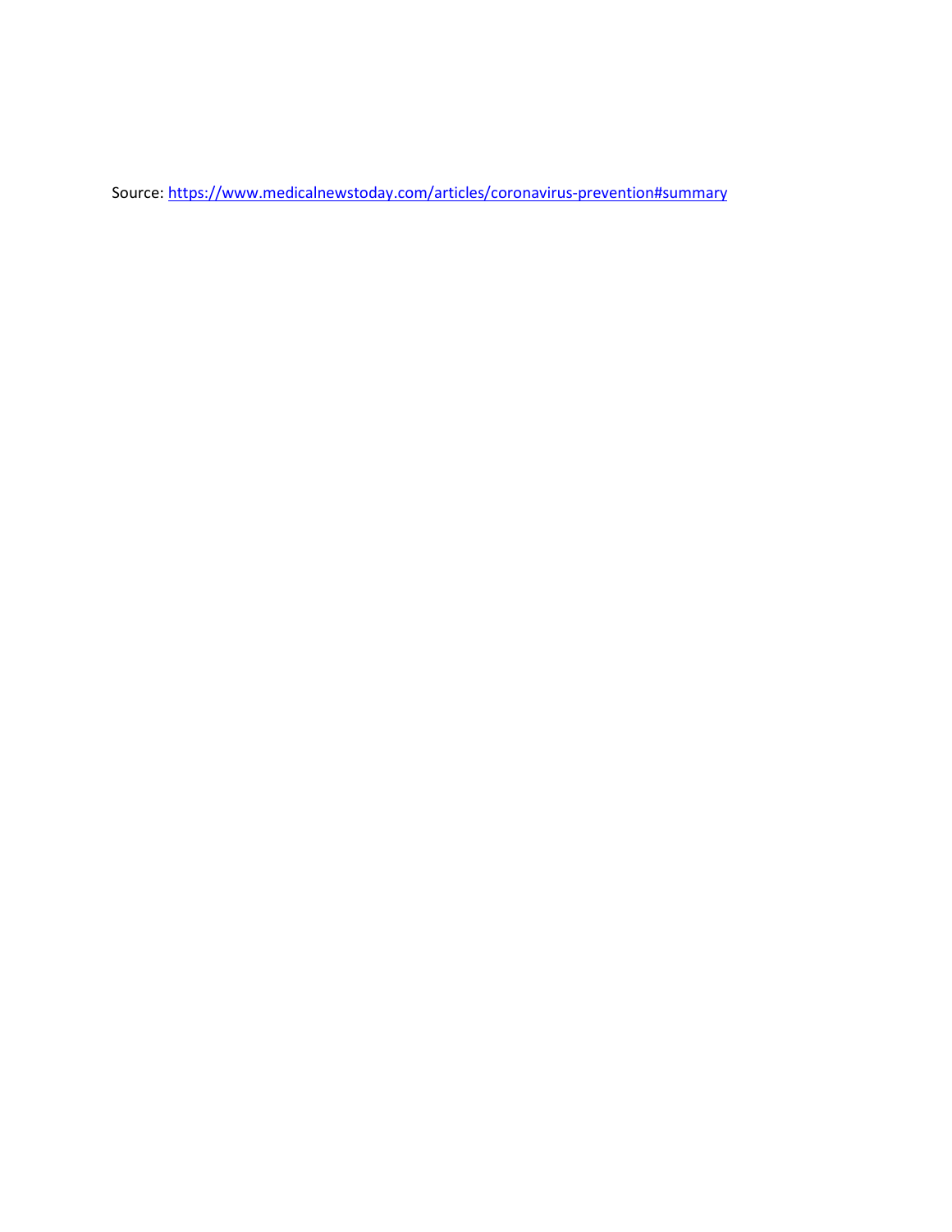Source: https://www.medicalnewstoday.com/articles/coronavirus-prevention#summary